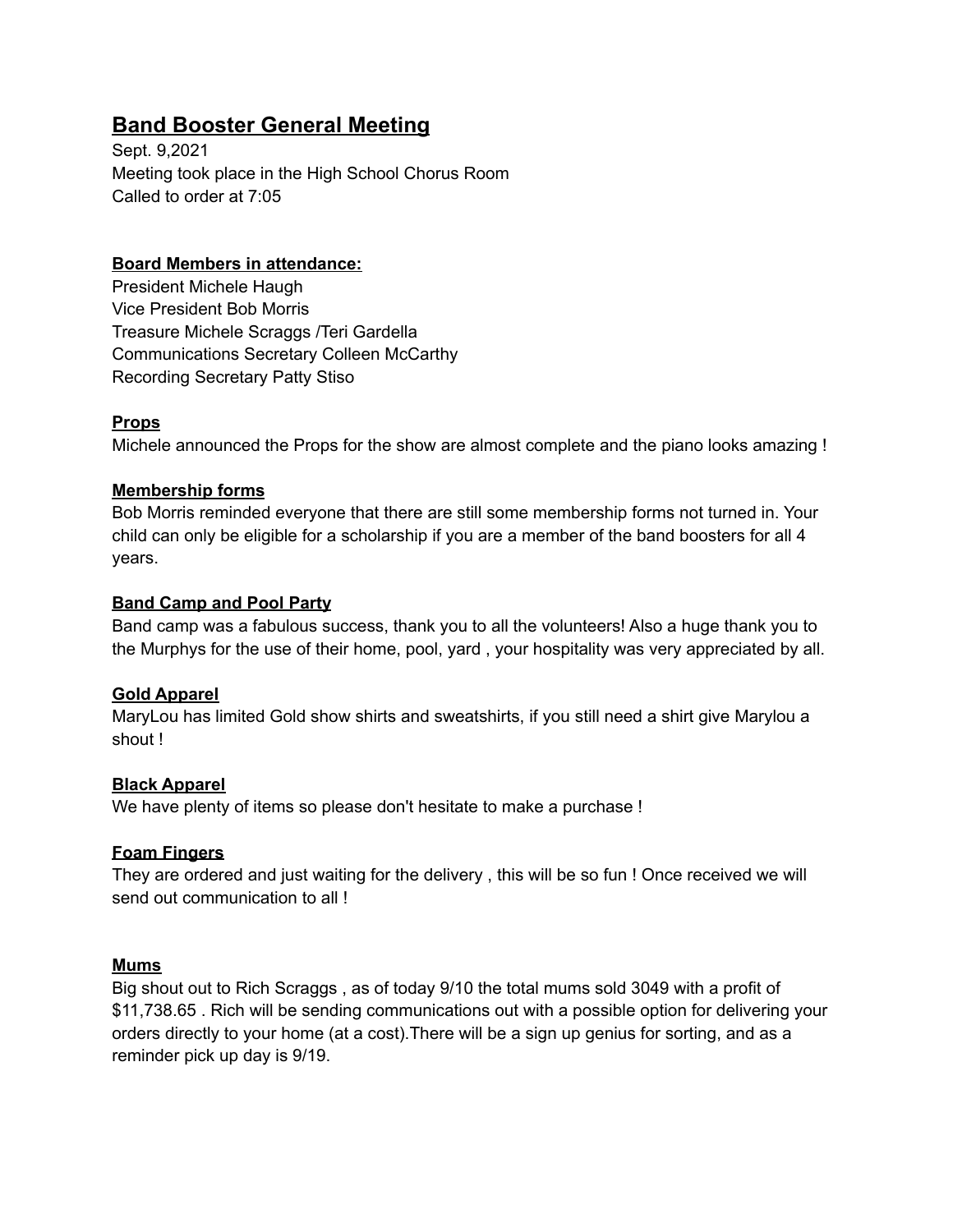# Band Booster General Meeting

Sept. 9,2021
Meeting took place in the High School Chorus Room
Called to order at 7:05

**Board Members in attendance:**

President Michele Haugh
Vice President Bob Morris
Treasure Michele Scraggs /Teri Gardella
Communications Secretary Colleen McCarthy
Recording Secretary Patty Stiso

**Props**

Michele announced the Props for the show are almost complete and the piano looks amazing !

**Membership forms**

Bob Morris reminded everyone that there are still some membership forms not turned in. Your child can only be eligible for a scholarship if you are a member of the band boosters for all 4 years.

**Band Camp and Pool Party**

Band camp was a fabulous success, thank you to all the volunteers! Also a huge thank you to the Murphys for the use of their home, pool, yard , your hospitality was very appreciated by all.

**Gold Apparel**

MaryLou has limited Gold show shirts and sweatshirts, if you still need a shirt give Marylou a shout !

**Black Apparel**

We have plenty of items so please don't hesitate to make a purchase !

**Foam Fingers**

They are ordered and just waiting for the delivery , this will be so fun ! Once received we will send out communication to all !

**Mums**

Big shout out to Rich Scraggs , as of today 9/10 the total mums sold 3049 with a profit of $11,738.65 . Rich will be sending communications out with a possible option for delivering your orders directly to your home (at a cost).There will be a sign up genius for sorting, and as a reminder pick up day is 9/19.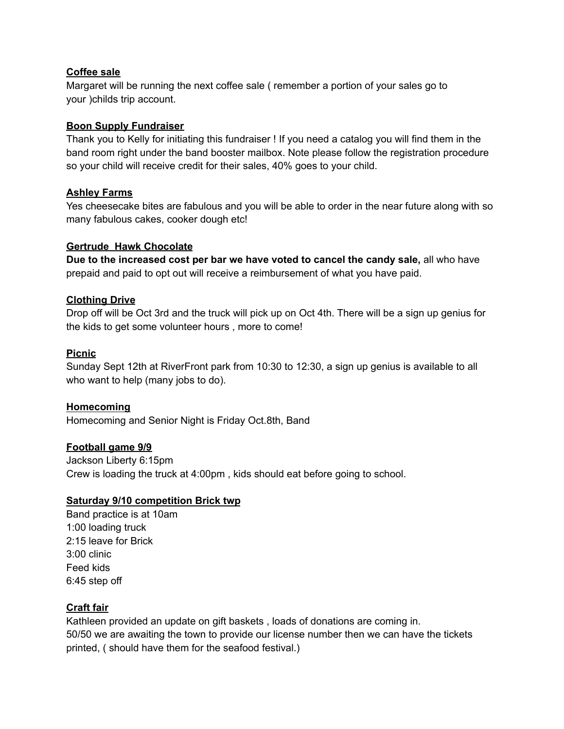**<u>Coffee sale</u>**

Margaret will be running the next coffee sale ( remember a portion of your sales go to your )childs trip account.

**<u>Boon Supply Fundraiser</u>**

Thank you to Kelly for initiating this fundraiser ! If you need a catalog you will find them in the band room right under the band booster mailbox. Note please follow the registration procedure so your child will receive credit for their sales, 40% goes to your child.

**<u>Ashley Farms</u>**

Yes cheesecake bites are fabulous and you will be able to order in the near future along with so many fabulous cakes, cooker dough etc!

**<u>Gertrude  Hawk Chocolate</u>**

**Due to the increased cost per bar we have voted to cancel the candy sale,** all who have prepaid and paid to opt out will receive a reimbursement of what you have paid.

**<u>Clothing Drive</u>**

Drop off will be Oct 3rd and the truck will pick up on Oct 4th. There will be a sign up genius for the kids to get some volunteer hours , more to come!

**<u>Picnic</u>**

Sunday Sept 12th at RiverFront park from 10:30 to 12:30, a sign up genius is available to all who want to help (many jobs to do).

**<u>Homecoming</u>**

Homecoming and Senior Night is Friday Oct.8th, Band

**<u>Football game 9/9</u>**

Jackson Liberty 6:15pm
Crew is loading the truck at 4:00pm , kids should eat before going to school.

**<u>Saturday 9/10 competition Brick twp</u>**

Band practice is at 10am
1:00 loading truck
2:15 leave for Brick
3:00 clinic
Feed kids
6:45 step off

**<u>Craft fair</u>**

Kathleen provided an update on gift baskets , loads of donations are coming in.
50/50 we are awaiting the town to provide our license number then we can have the tickets printed, ( should have them for the seafood festival.)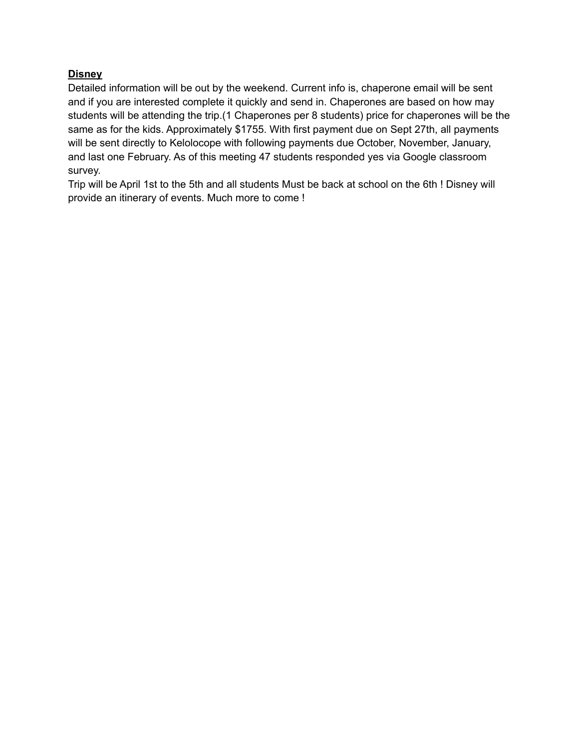**Disney**

Detailed information will be out by the weekend. Current info is, chaperone email will be sent and if you are interested complete it quickly and send in. Chaperones are based on how may students will be attending the trip.(1 Chaperones per 8 students) price for chaperones will be the same as for the kids. Approximately $1755. With first payment due on Sept 27th, all payments will be sent directly to Kelolocope with following payments due October, November, January, and last one February. As of this meeting 47 students responded yes via Google classroom survey.

Trip will be April 1st to the 5th and all students Must be back at school on the 6th ! Disney will provide an itinerary of events. Much more to come !